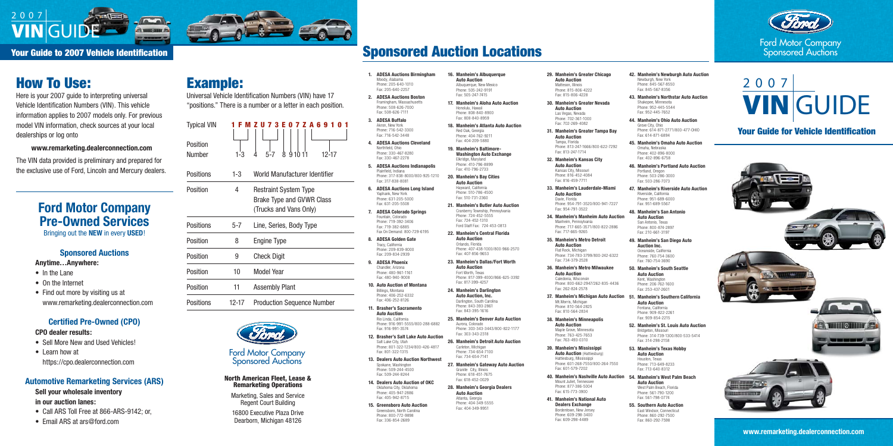# 2007 VIN GUIDE

## Your Guide to 2007 Vehicle Identification

## How To Use:

Here is your 2007 guide to interpreting universal Vehicle Identification Numbers (VIN). This vehicle information applies to 2007 models only. For previous model VIN information, check sources at your local dealerships or log onto

**www.remarketing.dealerconnection.com**

The VIN data provided is preliminary and prepared for the exclusive use of Ford, Lincoln and Mercury dealers.

## Ford Motor Company Pre-Owned Services

Bringing out the **NEW** in every **USED**!

### Sponsored Auctions

**Anytime…Anywhere:**

- In the Lane
- On the Internet
- Find out more by visiting us at www.remarketing.dealerconnection.com

### Certified Pre-Owned (CPO)

**CPO dealer results:**

- Sell More New and Used Vehicles!
- Learn how at https://cpo.dealerconnection.com

### Automotive Remarketing Services (ARS)

**Sell your wholesale inventory in our auction lanes:**

- Call ARS Toll Free at 866-ARS-9142; or,
- Email ARS at ars@ford.com

## Example:

Universal Vehicle Identification Numbers (VIN) have 17 "positions." There is a number or a letter in each position.

Typical VIN: 1 F M Z U 7 3 E 0 7 Z A 6 9 1 0 1

Position Number: 1-3 | 4 | 5-7 | 8 | 9 | 10 | 11 | 12-17

| | | |
|---|---|---|
| Positions | 1-3 | World Manufacturer Identifier |
| Position | 4 | Restraint System Type<br>Brake Type and GVWR Class<br>(Trucks and Vans Only) |
| Positions | 5-7 | Line, Series, Body Type |
| Position | 8 | Engine Type |
| Position | 9 | Check Digit |
| Position | 10 | Model Year |
| Position | 11 | Assembly Plant |
| Positions | 12-17 | Production Sequence Number |

Ford Motor Company Sponsored Auctions

**North American Fleet, Lease & Remarketing Operations**

Marketing, Sales and Service
Regent Court Building

16800 Executive Plaza Drive
Dearborn, Michigan 48126

## Sponsored Auction Locations

1. **ADESA Auctions Birmingham**
   Moody, Alabama
   Phone: 205-640-1010
   Fax: 205-640-2257
2. **ADESA Auctions Boston**
   Framingham, Massachusetts
   Phone: 508-626-7000
   Fax: 508-626-7111
3. **ADESA Buffalo**
   Akron, New York
   Phone: 716-542-3300
   Fax: 716-542-3448
4. **ADESA Auctions Cleveland**
   Northfield, Ohio
   Phone: 330-467-8280
   Fax: 330-467-2278
5. **ADESA Auctions Indianapolis**
   Plainfield, Indiana
   Phone: 317-838-8000/800-925-1210
   Fax: 317-838-8081
6. **ADESA Auctions Long Island**
   Yaphank, New York
   Phone: 631-205-5000
   Fax: 631-205-5508
7. **ADESA Colorado Springs**
   Fountain, Colorado
   Phone: 719-392-3406
   Fax: 719-382-6885
   Fax On Demand: 800-729-6195
8. **ADESA Golden Gate**
   Tracy, California
   Phone: 209-839-8000
   Fax: 209-834-2939
9. **ADESA Phoenix**
   Chandler, Arizona
   Phone: 480-961-1161
   Fax: 480-940-9008
10. **Auto Auction of Montana**
    Billings, Montana
    Phone: 406-252-6332
    Fax: 406-252-8126
11. **Brasher's Sacramento Auto Auction**
    Rio Linda, California
    Phone: 916-991-5555/800-288-6882
    Fax: 916-991-3574
12. **Brasher's Salt Lake Auto Auction**
    Salt Lake City, Utah
    Phone: 801-322-1234/800-426-4817
    Fax: 801-322-1315
13. **Dealers Auto Auction Northwest**
    Spokane, Washington
    Phone: 509-244-4500
    Fax: 509-244-8244
14. **Dealers Auto Auction of OKC**
    Oklahoma City, Oklahoma
    Phone: 405-947-2886
    Fax: 405-942-8715
15. **Greensboro Auto Auction**
    Greensboro, North Carolina
    Phone: 800-772-9898
    Fax: 336-854-2689
16. **Manheim's Albuquerque Auto Auction**
    Albuquerque, New Mexico
    Phone: 505-242-9191
    Fax: 505-247-7415
17. **Manheim's Aloha Auto Auction**
    Honolulu, Hawaii
    Phone: 808-840-8900
    Fax: 808-840-8959
18. **Manheim's Atlanta Auto Auction**
    Red Oak, Georgia
    Phone: 404-762-9211
    Fax: 404-209-5880
19. **Manheim's Baltimore-Washington Auto Exchange**
    Elkridge, Maryland
    Phone: 410-796-8899
    Fax: 410-796-2733
20. **Manheim's Bay Cities Auto Auction**
    Hayward, California
    Phone: 510-786-4500
    Fax: 510-731-2360
21. **Manheim's Butler Auto Auction**
    Cranberry Township, Pennsylvania
    Phone: 724-452-5555
    Fax: 724-452-1310
    Ford Staff Fax: 724-453-0813
22. **Manheim's Central Florida Auto Auction**
    Orlando, Florida
    Phone: 407-438-1000/800-966-2570
    Fax: 407-856-9653
23. **Manheim's Dallas/Fort Worth Auto Auction**
    Fort Worth, Texas
    Phone: 817-399-4000/866-625-3392
    Fax: 817-399-4257
24. **Manheim's Darlington Auto Auction, Inc.**
    Darlington, South Carolina
    Phone: 843-393-2861
    Fax: 843-395-1616
25. **Manheim's Denver Auto Auction**
    Aurora, Colorado
    Phone: 303-343-3443/800-822-1177
    Fax: 303-343-2318
26. **Manheim's Detroit Auto Auction**
    Carleton, Michigan
    Phone: 734-654-7100
    Fax: 734-654-7141
27. **Manheim's Gateway Auto Auction**
    Granite City, Illinois
    Phone: 618-451-7675
    Fax: 618-452-0029
28. **Manheim's Georgia Dealers Auto Auction**
    Atlanta, Georgia
    Phone: 404-349-5555
    Fax: 404-349-9951
29. **Manheim's Greater Chicago Auto Auction**
    Matteson, Illinois
    Phone: 815-806-4222
    Fax: 815-806-4228
30. **Manheim's Greater Nevada Auto Auction**
    Las Vegas, Nevada
    Phone: 702-361-1000
    Fax: 702-269-4082
31. **Manheim's Greater Tampa Bay Auto Auction**
    Tampa, Florida
    Phone: 813-247-1666/800-622-7292
    Fax: 813-247-1714
32. **Manheim's Kansas City Auto Auction**
    Kansas City, Missouri
    Phone: 816-452-4084
    Fax: 816-459-7711
33. **Manheim's Lauderdale-Miami Auto Auction**
    Davie, Florida
    Phone: 954-791-3520/800-941-7227
    Fax: 954-791-3522
34. **Manheim's Manheim Auto Auction**
    Manheim, Pennsylvania
    Phone: 717-665-3571/800-822-2886
    Fax: 717-665-9265
35. **Manheim's Metro Detroit Auto Auction**
    Flat Rock, Michigan
    Phone: 734-783-3799/800-242-6322
    Fax: 734-379-2528
36. **Manheim's Metro Milwaukee Auto Auction**
    Caledonia, Wisconsin
    Phone: 800-662-2947/262-835-4436
    Fax: 262-824-2578
37. **Manheim's Michigan Auto Auction**
    Mt.Morris, Michigan
    Phone: 810-564-2825
    Fax: 810-564-2834
38. **Manheim's Minneapolis Auto Auction**
    Maple Grove, Minnesota
    Phone: 763-425-7653
    Fax: 763-493-0310
39. **Manheim's Mississippi Auto Auction** (Hattiesburg)
    Hattiesburg, Mississippi
    Phone: 601-268-7550/800-264-7550
    Fax: 601-579-7202
40. **Manheim's Nashville Auto Auction**
    Mount Juliet, Tennessee
    Phone: 877-386-5004
    Fax: 615-773-3800
41. **Manheim's National Auto Dealers Exchange**
    Bordentown, New Jersey
    Phone: 609-298-3400
    Fax: 609-298-4489
42. **Manheim's Newburgh Auto Auction**
    Newburgh, New York
    Phone: 845-567-8550
    Fax: 845-567-8356
43. **Manheim's Northstar Auto Auction**
    Shakopee, Minnesota
    Phone: 952-445-5544
    Fax: 952-445-7652
44. **Manheim's Ohio Auto Auction**
    Grove City, Ohio
    Phone: 614-871-2771/800-477-OHIO
    Fax: 614-871-6894
45. **Manheim's Omaha Auto Auction**
    Omaha, Nebraska
    Phone: 402-896-8000
    Fax: 402-896-6758
46. **Manheim's Portland Auto Auction**
    Portland, Oregon
    Phone: 503-286-3000
    Fax: 503-286-7073
47. **Manheim's Riverside Auto Auction**
    Riverside, California
    Phone: 951-689-6000
    Fax: 951-689-5567
48. **Manheim's San Antonio Auto Auction**
    San Antonio, Texas
    Phone: 800-874-2897
    Fax: 210-661-3197
49. **Manheim's San Diego Auto Auction Inc.**
    Oceanside, California
    Phone: 760-754-3600
    Fax: 760-754-3690
50. **Manheim's South Seattle Auto Auction**
    Kent, Washington
    Phone: 206-762-1600
    Fax: 253-437-2601
51. **Manheim's Southern California Auto Auction**
    Fontana, California
    Phone: 909-822-2261
    Fax: 909-854-2215
52. **Manheim's St. Louis Auto Auction**
    Bridgeton, Missouri
    Phone: 314-739-1300/800-533-5414
    Fax: 314-298-2158
53. **Manheim's Texas Hobby Auto Auction**
    Houston, Texas
    Phone: 713-649-8233
    Fax: 713-640-8312
54. **Manheim's West Palm Beach Auto Auction**
    West Palm Beach, Florida
    Phone: 561-790-1200
    Fax: 561-798-0774
55. **Southern Auto Auction**
    East Windsor, Connecticut
    Phone: 860-292-7500
    Fax: 860-292-7598

Ford Motor Company Sponsored Auctions

# 2007 VIN GUIDE

## Your Guide for Vehicle Identification

**www.remarketing.dealerconnection.com**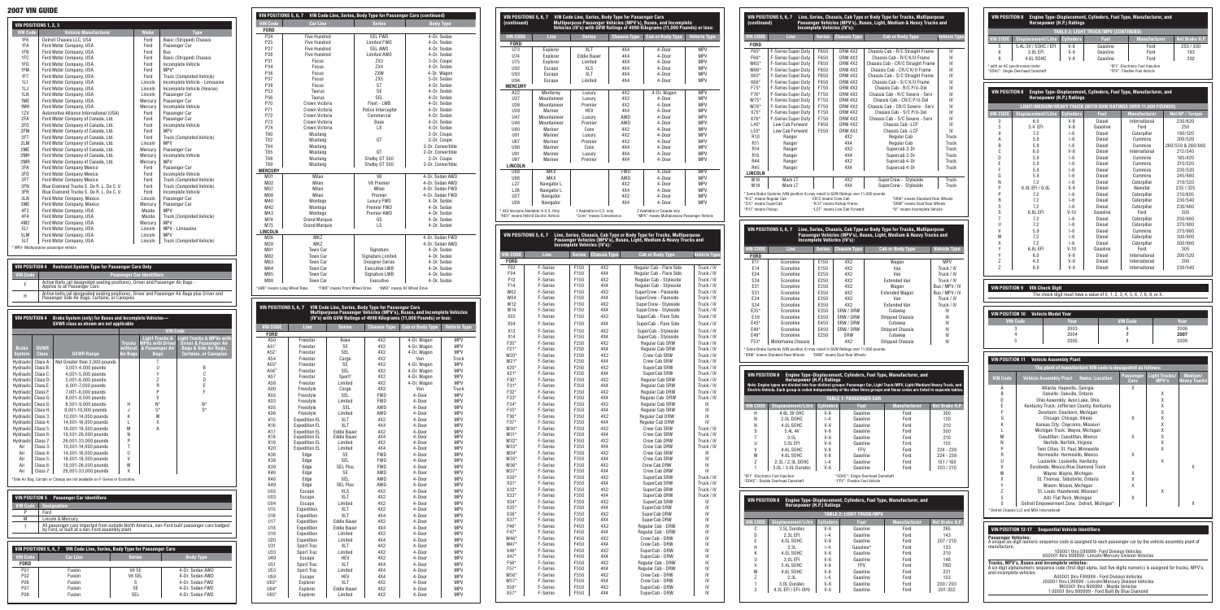# 2007 VIN GUIDE

## VIN POSITIONS 1, 2, 3

| VIN Code | Vehicle Manufacturer | Make | Type |
|---|---|---|---|
| 1F0 | Detroit Chassis LLC, USA | Ford | Basic (Stripped) Chassis |
| 1FA | Ford Motor Company, USA | Ford | Passenger Car |
| 1FB | Ford Motor Company, USA | Ford | Basic (Stripped) Chassis |
| 1FC | Ford Motor Company, USA | Ford | Basic (Stripped) Chassis |
| 1FD | Ford Motor Company, USA | Ford | Incomplete Vehicle |
| 1FM | Ford Motor Company, USA | Ford | MPV* |
| 1FT | Ford Motor Company, USA | Ford | Truck (Completed Vehicle) |
| 1L1 | Ford Motor Company, USA | Lincoln | Incomplete Vehicle - Limousine |
| 1LJ | Ford Motor Company, USA | Lincoln | Incomplete Vehicle (Hearse) |
| 1LN | Ford Motor Company, USA | Lincoln | Passenger Car |
| 1ME | Ford Motor Company, USA | Mercury | Passenger Car |
| 1MH | Ford Motor Company, USA | Mercury | Incomplete Vehicle |
| 1ZV | Auto Alliance International (USA) | Ford | Passenger Car |
| 2FA | Ford Motor Company of Canada, Ltd. | Ford | Passenger Car |
| 2FD | Ford Motor Company of Canada, Ltd. | Ford | Incomplete Vehicle |
| 2FM | Ford Motor Company of Canada, Ltd. | Ford | MPV |
| 2FT | Ford Motor Company of Canada, Ltd. | Ford | Truck (Completed Vehicle) |
| 2LM | Ford Motor Company of Canada, Ltd. | Lincoln | MPV |
| 2ME | Ford Motor Company of Canada, Ltd. | Mercury | Passenger Car |
| 2MH | Ford Motor Company of Canada, Ltd. | Mercury | Incomplete Vehicle |
| 2MR | Ford Motor Company of Canada, Ltd. | Mercury | MPV |
| 3FA | Ford Motor Company Mexico | Ford | Passenger Car |
| 3FD | Ford Motor Company Mexico | Ford | Incomplete Vehicle |
| 3FT | Ford Motor Company Mexico | Ford | Truck (Completed Vehicle) |
| 3FN | Blue Diamond Trucks S. De R. L. De C. V. | Ford | Truck (Completed Vehicle) |
| 3FR | Blue Diamond Trucks S. De R. L. De C. V. | Ford | Incomplete Vehicle |
| 3LN | Ford Motor Company, Mexico | Lincoln | Passenger Car |
| 3ME | Ford Motor Company, Mexico | Mercury | Passenger Car |
| 4F2 | Ford Motor Company, USA | Mazda | MPV |
| 4F4 | Ford Motor Company, USA | Mazda | Truck (Completed Vehicle) |
| 4M2 | Ford Motor Company, USA | Mercury | MPV |
| 5L1 | Ford Motor Company, USA | Lincoln | MPV - Limousine |
| 5LM | Ford Motor Company, USA | Lincoln | MPV |
| 5LT | Ford Motor Company, USA | Lincoln | Truck (Completed Vehicle) |

* MPV- Multipurpose passenger vehicle

## VIN POSITION 4 Restraint System Type for Passenger Cars Only

| VIN Code | Passenger Car Identifiers |
|---|---|
| F | Active Belts (all designated seating positions), Driver and Passenger Air Bags - Applies to all Passenger Cars |
| H | Active belts (all designated seating positions), Driver and Passenger Air Bags plus Driver and Passenger Side Air Bags, Curtains, or Canopies |

## VIN POSITION 4 Brake System (only) for Buses and Incomplete Vehicles—GVWR class as shown are not applicable.

| Brake System | GVWR Class | GVWR Range | VIN Code: Trucks without Air Bags | Light Trucks & MPVs with Driver & Passenger Air Bags | Light Trucks & MPVs with Driver & Passenger Air Bags Side Air Bags, Curtains, or Canopies |
|---|---|---|---|---|---|
| Hydraulic | Class A: | Not Greater than 3,000 pounds | | T | |
| Hydraulic | Class B: | 3,001-4,000 pounds | | U | B |
| Hydraulic | Class C: | 4,001-5,000 pounds | | Y | C |
| Hydraulic | Class D: | 5,001-6,000 pounds | | Z | D |
| Hydraulic | Class E: | 6,001-7,000 pounds | | R | E |
| Hydraulic | Class F: | 7,001-8,000 pounds | | P | F |
| Hydraulic | Class G: | 8,001-8,500 pounds | | V | |
| Hydraulic | Class G: | 8,501-9,000 pounds | H | N* | N* |
| Hydraulic | Class G: | 9,001-10,000 pounds | J | S* | S* |
| Hydraulic | Class 3: | 10,001-14,000 pounds | K | W | |
| Hydraulic | Class 4: | 14,001-16,000 pounds | L | X | |
| Hydraulic | Class 5: | 16,001-19,500 pounds | M | A | |
| Hydraulic | Class 6: | 19,501-26,000 pounds | N | | |
| Hydraulic | Class 7: | 26,001-33,000 pounds | P | | |
| Air | Class 3: | 10,001-14,000 pounds | T | | |
| Air | Class 4: | 14,001-16,000 pounds | U | | |
| Air | Class 5: | 16,001-19,500 pounds | V | | |
| Air | Class 6: | 19,501-26,000 pounds | W | | |
| Air | Class 7: | 26,001-33,000 pounds | X | | |

*Side Air Bag, Curtain or Canopy are not available on F-Series or Econoline.

## VIN POSITION 5 Passenger Car Identifiers

| VIN Code | Designation |
|---|---|
| P | Ford |
| M | Lincoln & Mercury |
| T | All passenger cars imported from outside North America, non-Ford built passenger cars badged by Ford, or built at a non-Ford assembly plant. |

## VIN POSITIONS 5, 6, 7 VIN Code Line, Series, Body Type for Passenger Cars

| VIN Code | Car Line | Series | Body Type |
|---|---|---|---|
| **FORD** | | | |
| P01 | Fusion | V6 SE | 4-Dr. Sedan AWD |
| P02 | Fusion | V6 SEL | 4-Dr. Sedan AWD |
| P06 | Fusion | S | 4-Dr. Sedan FWD |
| P07 | Fusion | SE | 4-Dr. Sedan FWD |
| P08 | Fusion | SEL | 4-Dr. Sedan FWD |
| P24 | Five Hundred | SEL FWD | 4-Dr. Sedan |
| P25 | Five Hundred | Limited FWD | 4-Dr. Sedan |
| P27 | Five Hundred | SEL AWD | 4-Dr. Sedan |
| P28 | Five Hundred | Limited AWD | 4-Dr. Sedan |
| P31 | Focus | ZX3 | 3-Dr. Coupe |
| P34 | Focus | ZX4 | 4-Dr. Sedan |
| P36 | Focus | ZXW | 4-Dr. Wagon |
| P37 | Focus | ZX5 | 5-Dr. Sedan |
| P38 | Focus | ST | 4-Dr. Sedan |
| P53 | Taurus | SE | 4-Dr. Sedan |
| P56 | Taurus | SEL | 4-Dr. Sedan |
| P70 | Crown Victoria | Fleet - LWB | 4-Dr. Sedan |
| P71 | Crown Victoria | Police Interceptor | 4-Dr. Sedan |
| P72 | Crown Victoria | Commercial | 4-Dr. Sedan |
| P73 | Crown Victoria | Base | 4-Dr. Sedan |
| P74 | Crown Victoria | LX | 4-Dr. Sedan |
| T80 | Mustang | — | 2-Dr. Coupe |
| T82 | Mustang | GT | 2-Dr. Coupe |
| T84 | Mustang | — | 2-Dr. Convertible |
| T85 | Mustang | GT | 2-Dr. Convertible |
| T88 | Mustang | Shelby GT 500 | 2-Dr. Coupe |
| T89 | Mustang | Shelby GT 500 | 2-Dr. Convertible |
| **MERCURY** | | | |
| M01 | Milan | V6 | 4-Dr. Sedan AWD |
| M02 | Milan | V6 Premier | 4-Dr. Sedan AWD |
| M07 | Milan | — | 4-Dr. Sedan FWD |
| M08 | Milan | Premier | 4-Dr. Sedan FWD |
| M40 | Montego | Luxury FWD | 4-Dr. Sedan |
| M42 | Montego | Premier FWD | 4-Dr. Sedan |
| M43 | Montego | Premier AWD | 4-Dr. Sedan |
| M74 | Grand Marquis | GS | 4-Dr. Sedan |
| M75 | Grand Marquis | LS | 4-Dr. Sedan |
| **LINCOLN** | | | |
| M26 | MKZ | — | 4-Dr. Sedan FWD |
| M28 | MKZ | — | 4-Dr. Sedan AWD |
| M81 | Town Car | Signature | 4-Dr. Sedan |
| M82 | Town Car | Signature Limited | 4-Dr. Sedan |
| M83 | Town Car | Designer Series | 4-Dr. Sedan |
| M84 | Town Car | Executive LWB | 4-Dr. Sedan |
| M85 | Town Car | Signature LWB | 4-Dr. Sedan |
| M88 | Town Car | Executive | 4-Dr. Sedan |

"LWB" means Long Wheel Base "FWD" means Front Wheel Drive "AWD" means All Wheel Drive

## VIN POSITIONS 5, 6, 7 VIN Code Line, Series, Body Type for Passenger Car Multipurpose Passenger Vehicles (MPV's), Buses, and Incomplete Vehicles (IV's) with GVW Ratings of 4990 Kilograms (11,000 Pounds) or less:

| VIN CODE | Line | Series | Chassis Type | Cab or Body Type | Vehicle Type |
|---|---|---|---|---|---|
| **FORD** | | | | | |
| A50 | Freestar | Base | 4X2 | 4-Dr. Wagon | MPV |
| A51[1] | Freestar | SE | 4X2 | 4-Dr. Wagon | MPV |
| A52 | Freestar | SEL | 4X2 | 4-Dr. Wagon | MPV |
| A54 | Freestar | Cargo | 4X2 | Van | Truck |
| A55[1] | Freestar | SE | 4X2 | 4-Dr. Wagon | MPV |
| A56[1] | Freestar | SEL | 4X2 | 4-Dr. Wagon | MPV |
| A57 | Freestar | Sport[1] | 4X2 | 4-Dr. Wagon | MPV |
| A58 | Freestar | Limited | 4X2 | 4-Dr. Wagon | MPV |
| K00 | Freestyle | Cargo | 4X2 | Van | Truck |
| K02 | Freestyle | SEL | FWD | 4-Door | MPV |
| K03 | Freestyle | Limited | FWD | 4-Door | MPV |
| K05 | Freestyle | SEL | AWD | 4-Door | MPV |
| K06 | Freestyle | Limited | AWD | 4-Door | MPV |
| K15 | Expedition EL | XLT | 4X2 | 4-Door | MPV |
| K16 | Expedition EL | XLT | 4X4 | 4-Door | MPV |
| K17 | Expedition EL | Eddie Bauer | 4X2 | 4-Door | MPV |
| K18 | Expedition EL | Eddie Bauer | 4X4 | 4-Door | MPV |
| K19 | Expedition EL | Limited | 4X2 | 4-Door | MPV |
| K20 | Expedition EL | Limited | 4X4 | 4-Door | MPV |
| K36 | Edge | SE | FWD | 4-Door | MPV |
| K38 | Edge | SEL | FWD | 4-Door | MPV |
| K39 | Edge | SEL Plus | FWD | 4-Door | MPV |
| K46 | Edge | SE | AWD | 4-Door | MPV |
| K48 | Edge | SEL | AWD | 4-Door | MPV |
| K49 | Edge | SEL Plus | AWD | 4-Door | MPV |
| U02 | Escape | XLS | 4X2 | 4-Door | MPV |
| U03 | Escape | XLT | 4X2 | 4-Door | MPV |
| U04 | Escape | Limited | 4X2 | 4-Door | MPV |
| U15 | Expedition | XLT | 4X2 | 4-Door | MPV |
| U16 | Expedition | XLT | 4X4 | 4-Door | MPV |
| U17 | Expedition | Eddie Bauer | 4X2 | 4-Door | MPV |
| U18 | Expedition | Eddie Bauer | 4X4 | 4-Door | MPV |
| U19 | Expedition | Limited | 4X2 | 4-Door | MPV |
| U20 | Expedition | Limited | 4X4 | 4-Door | MPV |
| U31 | Sport Trac | XLT | 4X2 | 4-Door | MPV |
| U33 | Sport Trac | Limited | 4X2 | 4-Door | MPV |
| U49 | Escape | HEV | 4X2 | 4-Door | MPV |
| U51 | Sport Trac | XLT | 4X4 | 4-Door | MPV |
| U53 | Sport Trac | Limited | 4X4 | 4-Door | MPV |
| U59 | Escape | HEV | 4X4 | 4-Door | MPV |
| U63* | Explorer | XLT | 4X2 | 4-Door | MPV |
| U64* | Explorer | Eddie Bauer | 4X2 | 4-Door | MPV |
| U65* | Explorer | Limited | 4X2 | 4-Door | MPV |
| U73 | Explorer | XLT | 4X4 | 4-Door | MPV |
| U74 | Explorer | Eddie Bauer | 4X4 | 4-Door | MPV |
| U75 | Explorer | Limited | 4X4 | 4-Door | MPV |
| U92 | Escape | XLS | 4X4 | 4-Door | MPV |
| U93 | Escape | XLT | 4X4 | 4-Door | MPV |
| U94 | Escape | Limited | 4X4 | 4-Door | MPV |
| **MERCURY** | | | | | |
| A22 | Monterey | Luxury | 4X2 | 4-Dr. Wagon | MPV |
| U37 | Mountaineer | Luxury | 4X2 | 4-Door | MPV |
| U38 | Mountaineer | Premier | 4X2 | 4-Door | MPV |
| U39 | Mariner | HEV | 4X4 | 4-Door | MPV |
| U47 | Mountaineer | Luxury | AWD | 4-Door | MPV |
| U48 | Mountaineer | Premier | AWD | 4-Door | MPV |
| U80 | Mariner | Conv | 4X2 | 4-Door | MPV |
| U81 | Mariner | Luxury | 4X2 | 4-Door | MPV |
| U87 | Mariner | Premier | 4X2 | 4-Door | MPV |
| U90 | Mariner | Conv | 4X4 | 4-Door | MPV |
| U91 | Mariner | Luxury | 4X4 | 4-Door | MPV |
| U97 | Mariner | Premier | 4X4 | 4-Door | MPV |
| **LINCOLN** | | | | | |
| U68 | MKX | — | FWD | 4-Door | MPV |
| U88 | MKX | — | AWD | 4-Door | MPV |
| L27 | Navigator L | — | 4X2 | 4-Door | MPV |
| L28 | Navigator L | — | 4X4 | 4-Door | MPV |
| U27 | Navigator | — | 4X2 | 4-Door | MPV |
| U28 | Navigator | — | 4X4 | 4-Door | MPV |

*4X2 Versions Available in U.S. Only [1] Available in U.S. only [2] Available in Canada only
"HEV" means Hybrid Electric Vehicle "Conv" means Convenience "MPV" means Multipurpose Passenger Vehicle

## VIN POSITIONS 5, 6, 7 Line, Series, Chassis Type, Cab or Body Type for Trucks, Multipurpose Passenger Vehicles (MPV's), Buses, Light, Medium & Heavy Trucks and Incomplete Vehicles (IV's):

| VIN CODE | Line | Series | Chassis Type | Cab or Body Type | Vehicle Type |
|---|---|---|---|---|---|
| **FORD** | | | | | |
| F02 | F-Series | F150 | 4X2 | Regular Cab - Flare Side | Truck / IV |
| F04 | F-Series | F150 | 4X4 | Regular Cab - Flare Side | Truck / IV |
| F12 | F-Series | F150 | 4X2 | Regular Cab - Styleside | Truck / IV |
| F14 | F-Series | F150 | 4X4 | Regular Cab - Styleside | Truck / IV |
| W02 | F-Series | F150 | 4X2 | SuperCrew - Flareside | Truck / IV |
| W04 | F-Series | F150 | 4X4 | SuperCrew - Flareside | Truck / IV |
| W12 | F-Series | F150 | 4X2 | SuperCrew - Styleside | Truck / IV |
| W14 | F-Series | F150 | 4X4 | SuperCrew - Styleside | Truck / IV |
| X02 | F-Series | F150 | 4X2 | SuperCab - Flare Side | Truck / IV |
| X04 | F-Series | F150 | 4X4 | SuperCab - Flare Side | Truck / IV |
| X12 | F-Series | F150 | 4X2 | SuperCab - Styleside | Truck / IV |
| X14 | F-Series | F150 | 4X4 | SuperCab - Styleside | Truck / IV |
| F20* | F-Series | F250 | 4X2 | Regular Cab SRW | Truck / IV |
| F21* | F-Series | F250 | 4X4 | Regular Cab SRW | Truck / IV |
| W20* | F-Series | F250 | 4X2 | Crew Cab SRW | Truck / IV |
| W21* | F-Series | F250 | 4X4 | Crew Cab SRW | Truck / IV |
| X20* | F-Series | F250 | 4X2 | SuperCab SRW | Truck / IV |
| X21* | F-Series | F250 | 4X4 | SuperCab SRW | Truck / IV |
| F30* | F-Series | F350 | 4X2 | Regular Cab SRW | Truck / IV |
| F31* | F-Series | F350 | 4X4 | Regular Cab SRW | Truck / IV |
| F32* | F-Series | F350 | 4X2 | Regular Cab DRW | Truck / IV |
| F33* | F-Series | F350 | 4X4 | Regular Cab DRW | Truck / IV |
| F34* | F-Series | F350 | 4X2 | Regular Cab SRW | IV |
| F35* | F-Series | F350 | 4X4 | Regular Cab SRW | IV |
| F36* | F-Series | F350 | 4X2 | Regular Cab DRW | IV |
| F37* | F-Series | F350 | 4X4 | Regular Cab DRW | IV |
| W30* | F-Series | F350 | 4X2 | Crew Cab SRW | Truck / IV |
| W31* | F-Series | F350 | 4X4 | Crew Cab SRW | Truck / IV |
| W32* | F-Series | F350 | 4X2 | Crew Cab DRW | Truck / IV |
| W33* | F-Series | F350 | 4X4 | Crew Cab DRW | Truck / IV |
| W34* | F-Series | F350 | 4X2 | Crew Cab SRW | IV |
| W35* | F-Series | F350 | 4X4 | Crew Cab SRW | IV |
| W36* | F-Series | F350 | 4X2 | Crew Cab DRW | IV |
| W37* | F-Series | F350 | 4X4 | Crew Cab DRW | IV |
| X30* | F-Series | F350 | 4X2 | SuperCab SRW | Truck / IV |
| X31* | F-Series | F350 | 4X4 | SuperCab SRW | Truck / IV |
| X32* | F-Series | F350 | 4X2 | SuperCab DRW | Truck / IV |
| X33* | F-Series | F350 | 4X4 | SuperCab DRW | Truck / IV |
| X34* | F-Series | F350 | 4X2 | SuperCab SRW | IV |
| X35* | F-Series | F350 | 4X4 | SuperCab SRW | IV |
| X36* | F-Series | F350 | 4X2 | SuperCab DRW | IV |
| X37* | F-Series | F350 | 4X4 | SuperCab DRW | IV |
| F46* | F-Series | F450 | 4X2 | Regular Cab - DRW | IV |
| F47* | F-Series | F450 | 4X4 | Regular Cab - DRW | IV |
| W46* | F-Series | F450 | 4X2 | Crew Cab - DRW | IV |
| W47* | F-Series | F450 | 4X4 | Crew Cab - DRW | IV |
| X46* | F-Series | F450 | 4X2 | SuperCab - DRW | IV |
| X47* | F-Series | F450 | 4X4 | SuperCab - DRW | IV |
| F56* | F-Series | F550 | 4X2 | Regular Cab - DRW | IV |
| F57* | F-Series | F550 | 4X4 | Regular Cab - DRW | IV |
| W56* | F-Series | F550 | 4X2 | Crew Cab - DRW | IV |
| W57* | F-Series | F550 | 4X4 | Crew Cab - DRW | IV |
| X56* | F-Series | F550 | 4X2 | SuperCab - DRW | IV |
| X57* | F-Series | F550 | 4X4 | SuperCab - DRW | IV |
| F65* | F-Series Super Duty | F650 | DRW 4X2 | Chassis Cab - R/C Straight Frame | IV |
| F66* | F-Series Super Duty | F650 | DRW 4X2 | Chassis Cab - R/C K/U Frame | IV |
| W65* | F-Series Super Duty | F650 | DRW 4X2 | Chassis Cab - CR/C Straight Frame | IV |
| W66* | F-Series Super Duty | F650 | DRW 4X2 | Chassis Cab - CR/C K/U Frame | IV |
| X65* | F-Series Super Duty | F650 | DRW 4X2 | Chassis Cab - S/C Straight Frame | IV |
| X66* | F-Series Super Duty | F650 | DRW 4X2 | Chassis Cab - S/C K/U Frame | IV |
| F75* | F-Series Super Duty | F750 | DRW 4X2 | Chassis Cab - R/C P/U-Del | IV |
| F76* | F-Series Super Duty | F750 | DRW 4X2 | Chassis Cab - R/C Severe - Serv | IV |
| W75* | F-Series Super Duty | F750 | DRW 4X2 | Chassis Cab - CR/C P/U-Del | IV |
| W76* | F-Series Super Duty | F750 | DRW 4X2 | Chassis Cab - CR/C Severe - Serv | IV |
| X75* | F-Series Super Duty | F750 | DRW 4X2 | Chassis Cab - S/C P/U-Del | IV |
| X76* | F-Series Super Duty | F750 | DRW 4X2 | Chassis Cab - S/C Severe - Serv | IV |
| L45* | Low Cab Forward | F450 | DRW 4X2 | Chassis Cab - LCF | IV |
| L55* | Low Cab Forward | F550 | DRW 4X2 | Chassis Cab - LCF | IV |
| R10 | Ranger | | 4X2 | Regular Cab | Truck |
| R11 | Ranger | | 4X4 | Regular Cab | Truck |
| R14 | Ranger | | 4X2 | Supercab 2-Dr | Truck |
| R15 | Ranger | | 4X4 | Supercab 2-Dr | Truck |
| R44 | Ranger | | 4X2 | Supercab 4-Dr | Truck |
| R45 | Ranger | | 4X4 | Supercab 4-Dr | Truck |
| **LINCOLN** | | | | | |
| W18 | Mark LT | | 4X2 | SuperCrew - Styleside | Truck |
| W19 | Mark LT | | 4X4 | SuperCrew - Styleside | Truck |

* Some Brake Systems (VIN position 4) may result in GVW Rating over 11,000 pounds
"R/C" means Regular Cab "CR/C" means Crew Cab "SRW" means Standard Rear Wheels
"S/C" means SuperCab "K/U" means Kickup Frame "DRW" means Dual Rear Wheels
"P/U" means Pickup "LCF" means Low Cab Forward "IV" means Incomplete Vehicle

## VIN POSITIONS 5, 6, 7 Line, Series, Chassis Type, Cab or Body Type for Trucks, Multipurpose Passenger Vehicles (MPV's), Buses, Light, Medium & Heavy Trucks and Incomplete Vehicles (IV's):

| VIN Code | Line | Series | Chassis Type | Cab or Body Type | Vehicle Type |
|---|---|---|---|---|---|
| **FORD** | | | | | |
| E11 | Econoline | E150 | 4X2 | Wagon | MPV |
| E14 | Econoline | E150 | 4X2 | Van | Truck / IV |
| E24 | Econoline | E250 | 4X2 | Van | Truck / IV |
| S24 | Econoline | E250 | 4X2 | Extended Van | Truck / IV |
| E31 | Econoline | E350 | 4X2 | Wagon | Bus / MPV / IV |
| S31 | Econoline | E350 | 4X2 | Extended Wagon | Bus / MPV / IV |
| E34 | Econoline | E350 | 4X2 | Van | Truck / IV |
| S34 | Econoline | E350 | 4X2 | Extended Van | Truck / IV |
| E35* | Econoline | E350 | SRW / DRW | Cutaway | IV |
| E39 | Econoline | E350 | SRW / DRW | Stripped Chassis | IV |
| E45* | Econoline | E450 | SRW / DRW | Cutaway | IV |
| E49* | Econoline | E450 | SRW / DRW | Stripped Chassis | IV |
| E40* | Econoline | E250 | SRW | Cutaway | IV |
| F53 | Motorhome Chassis | | 4X2 | Stripped Chassis | IV |

* Some Brake Systems (VIN position 4) may result in GVW Rating over 11,000 pounds
"SRW" means Standard Rear Wheels "DRW" means Dual Rear Wheels

## VIN POSITION 8 Engine Type-Displacement, Cylinders, Fuel Type, Manufacturer, and Horsepower (H.P.) Ratings

Note: Engine types are divided into four distinct groups: Passenger Car, Light Truck/MPV, Light/Medium/Heavy Truck, and Electric Vehicle. Each group is coded independently of the other three groups and these codes are listed in separate tables.

### TABLE 1: PASSENGER CAR

| VIN CODE | Displacement/Litre | Cylinders | Fuel | Manufacturer | Net Brake H.P. |
|---|---|---|---|---|---|
| H | 4.6L 3V OHC | V-8 | Gasoline | Ford | 300 |
| N | 2.0L DOHC | I-4 | Gasoline | Ford | 130 |
| N | 4.0L SOHC | V-6 | Gasoline | Ford | 210 |
| S | 5.4L 4V | V-8 | Gasoline | Ford | 500 |
| T | 3.5L | V-6 | Gasoline | Ford | 210 |
| U | 3.0L EFI | V-6 | Gasoline | Ford | 155 |
| V | 4.6L SOHC | V-8 | FFV | Ford | 224 - 239 |
| W | 4.6L SOHC | V-8 | Gasoline | Ford | 224 - 239 |
| Z | 2.3L / 2.3L DOHC | I-4 | Gasoline | Ford | 151 / 160 |
| 1 | 3.0L / 3.0L Duratec | V-6 | Gasoline | Ford | 203 / 210 |

"EFI": Electronic Fuel Injection "SOHC": Single Overhead Camshaft
"DOHC": Double Overhead Camshaft "FFV": Flexible Fuel Vehicle

### TABLE 2: LIGHT TRUCK/MPV

| VIN CODE | Displacement/Litre | Cylinders | Fuel | Manufacturer | Net Brake H.P. |
|---|---|---|---|---|---|
| C | 3.5L Duratec | V-6 | Gasoline | Ford | 265 |
| D | 2.3L EFI | I-4 | Gasoline | Ford | 143 |
| E | 4.0L SOHC | V-6 | Gasoline | Ford | 207 / 210 |
| H | 2.3L | I-4 | Gasoline* | Ford | 133 |
| K | 4.0L SOHC | V-6 | Gasoline | Ford | 210 |
| U | 3.0L EFI | V-6 | Gasoline | Ford | 148 |
| V | 5.4L SOHC | V-8 | FFV | Ford | TBD |
| W | 4.6L SOHC | V-8 | Gasoline | Ford | 231 |
| Z | 2.3L | I-4 | Gasoline | Ford | 153 |
| 1 | 3.0L Duratec | V-6 | Gasoline | Ford | 200 / 203 |
| 2 | 4.2L EFI / EFI-OHV | V-6 | Gasoline | Ford | 201-202 |
| 5 | 5.4L 3V / SOHC / EFI | V-8 | Gasoline | Ford | 250 / 300 |
| 6 | 3.9L EFI | V-8 | Gasoline | Ford | 193 |
| 8 | 4.6L SOHC | V-8 | Gasoline | Ford | 292 |

* with an AC synchronous motor "EFI": Electronic Fuel Injection
"SOHC": Single Overhead Camshaft "FFV": Flexible Fuel Vehicle

### LIGHT/MEDIUM/HEAVY TRUCK (WITH GVW RATINGS OVER 11,000 POUNDS)

| VIN CODE | Displacement/Litre | Cylinders | Fuel | Manufacturer | Net HP / Torque |
|---|---|---|---|---|---|
| 0 | 6.0 | V-8 | Diesel | International | 230/620 |
| 5 | 5.4 EFI | V-8 | Gasoline | Ford | 250 |
| 9 | 7.2 | I-6 | Diesel | Caterpillar | 190/520 |
| A | 5.9 | I-6 | Diesel | Cummins | 200/520 |
| B | 5.9 | I-6 | Diesel | Cummins | 260/550 & 260/660 |
| C | 6.0 | V-8 | Diesel | International | 215/540 |
| D | 5.9 | I-6 | Diesel | Cummins | 185/420 |
| E | 5.9 | I-6 | Diesel | Cummins | 215/520 |
| F | 5.9 | I-6 | Diesel | Cummins | 230/520 |
| G | 5.9 | I-6 | Diesel | Cummins | 245/660 |
| N | 7.2 | I-6 | Diesel | Caterpillar | 210/520 |
| P | 6.0L EFI / 6.0L | V-8 | Diesel | Navistar | 235 / 325 |
| P | 7.2 | I-6 | Diesel | Caterpillar | 210/605 |
| R | 7.2 | I-6 | Diesel | Caterpillar | 230/540 |
| S | 7.2 | I-6 | Diesel | Caterpillar | 230/660 |
| S | 6.8L EFI | V-10 | Gasoline | Ford | 305 |
| T | 7.2 | I-6 | Diesel | Caterpillar | 250/660 |
| U | 7.2 | I-6 | Diesel | Caterpillar | 275/800 |
| V | 5.9 | I-6 | Diesel | Cummins | 275/860 |
| W | 7.2 | I-6 | Diesel | Caterpillar | 300/860 |
| X | 7.2 | I-6 | Diesel | Caterpillar | 300/860 |
| Y | 6.8L EFI | V-10 | Gasoline | Ford | 305 |
| Y | 6.0 | V-8 | Diesel | International | 200/520 |
| Z | 4.5 | V-6 | Diesel | International | 200/440 |
| Z | 6.0 | V-8 | Diesel | International | 230/540 |

## VIN POSITION 9 VIN Check Digit

The check digit must have a value of 0, 1, 2, 3, 4, 5, 6, 7, 8, 9, or X.

## VIN POSITION 10 Vehicle Model Year

| VIN Code | Year | VIN Code | Year |
|---|---|---|---|
| 3 | 2003 | 6 | 2006 |
| 4 | 2004 | 7 | 2007 |
| 5 | 2005 | 8 | 2008 |

## VIN POSITION 11 Vehicle Assembly Plant

The plant of manufacture VIN code is designated as follows:

| VIN Code | Vehicle Assembly Plant Name: Location | Passenger Cars | Light Trucks/MPV's | Medium/Heavy Trucks |
|---|---|---|---|---|
| A | Atlanta: Hapeville, Georgia | X | | |
| B | Oakville: Oakville, Ontario | | X | |
| D | Ohio Assembly: Avon Lake, Ohio | | X | |
| E | Kentucky Truck: Jefferson County, Kentucky | | X | |
| F | Dearborn: Dearborn, Michigan | | X | |
| G | Chicago: Chicago, Illinois | X | X | |
| K | Kansas City: Claycomo, Missouri | | X | |
| L | Michigan Truck: Wayne, Michigan | | X | |
| M | Cuautitlan: Cuautitlan, Mexico | X | X | |
| N | Norfolk: Norfolk, Virginia | | X | |
| P | Twin Cities: St. Paul, Minnesota | | X | |
| R | Hermosillo: Hermosillo, Mexico | X | | |
| U | Louisville: Louisville, Kentucky | | X | |
| V | Escobedo: Mexico Blue Diamond Truck | | | X |
| W | Wayne: Wayne, Michigan | X | | |
| X | St. Thomas: Talbotville, Ontario | X | | |
| Y | Wixom: Wixom, Michigan | X | | |
| Z | St. Louis: Hazelwood, Missouri | | X | |
| 5 | Flat Rock: Flat Rock, Michigan | X | | |
| 0 | Detroit Chassis/Development Zone: Detroit, Michigan* | | | X |

* Detroit Chassis LLC and MSX International

## VIN POSITION 12-17 Sequential Vehicle Identifiers

**Passenger Vehicles:**
A unique six digit numeric sequence code is assigned to each passenger car by the vehicle assembly plant of manufacture.

100001 thru 599999 - Ford Division Vehicles
600001 thru 999999 - Lincoln-Mercury Division Vehicles

**Trucks, MPV's, Buses and incomplete Vehicles:**
A six digit alphanumeric sequence code (first digit alpha, last five digits numeric) is assigned for trucks, MPV's, and incomplete vehicles.

A00001 thru F99999 - Ford Division Vehicles
J00001 thru L99999 - Lincoln/Mercury Division Vehicles
M00001 thru N99999 - Mazda Vehicles
1 00001 thru 999999 - Ford Built By Blue Diamond